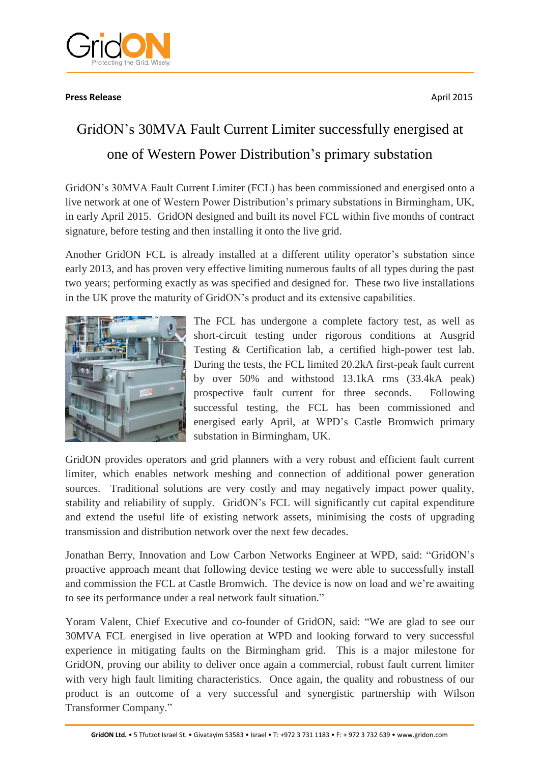**Press Release** April 2015

# GridON's 30MVA Fault Current Limiter successfully energised at one of Western Power Distribution's primary substation

GridON's 30MVA Fault Current Limiter (FCL) has been commissioned and energised onto a live network at one of Western Power Distribution's primary substations in Birmingham, UK, in early April 2015. GridON designed and built its novel FCL within five months of contract signature, before testing and then installing it onto the live grid.

Another GridON FCL is already installed at a different utility operator's substation since early 2013, and has proven very effective limiting numerous faults of all types during the past two years; performing exactly as was specified and designed for. These two live installations in the UK prove the maturity of GridON's product and its extensive capabilities.

The FCL has undergone a complete factory test, as well as short-circuit testing under rigorous conditions at Ausgrid Testing & Certification lab, a certified high-power test lab. During the tests, the FCL limited 20.2kA first-peak fault current by over 50% and withstood 13.1kA rms (33.4kA peak) prospective fault current for three seconds. Following successful testing, the FCL has been commissioned and energised early April, at WPD's Castle Bromwich primary substation in Birmingham, UK.

GridON provides operators and grid planners with a very robust and efficient fault current limiter, which enables network meshing and connection of additional power generation sources. Traditional solutions are very costly and may negatively impact power quality, stability and reliability of supply. GridON's FCL will significantly cut capital expenditure and extend the useful life of existing network assets, minimising the costs of upgrading transmission and distribution network over the next few decades.

Jonathan Berry, Innovation and Low Carbon Networks Engineer at WPD, said: "GridON's proactive approach meant that following device testing we were able to successfully install and commission the FCL at Castle Bromwich. The device is now on load and we're awaiting to see its performance under a real network fault situation."

Yoram Valent, Chief Executive and co-founder of GridON, said: "We are glad to see our 30MVA FCL energised in live operation at WPD and looking forward to very successful experience in mitigating faults on the Birmingham grid. This is a major milestone for GridON, proving our ability to deliver once again a commercial, robust fault current limiter with very high fault limiting characteristics. Once again, the quality and robustness of our product is an outcome of a very successful and synergistic partnership with Wilson Transformer Company."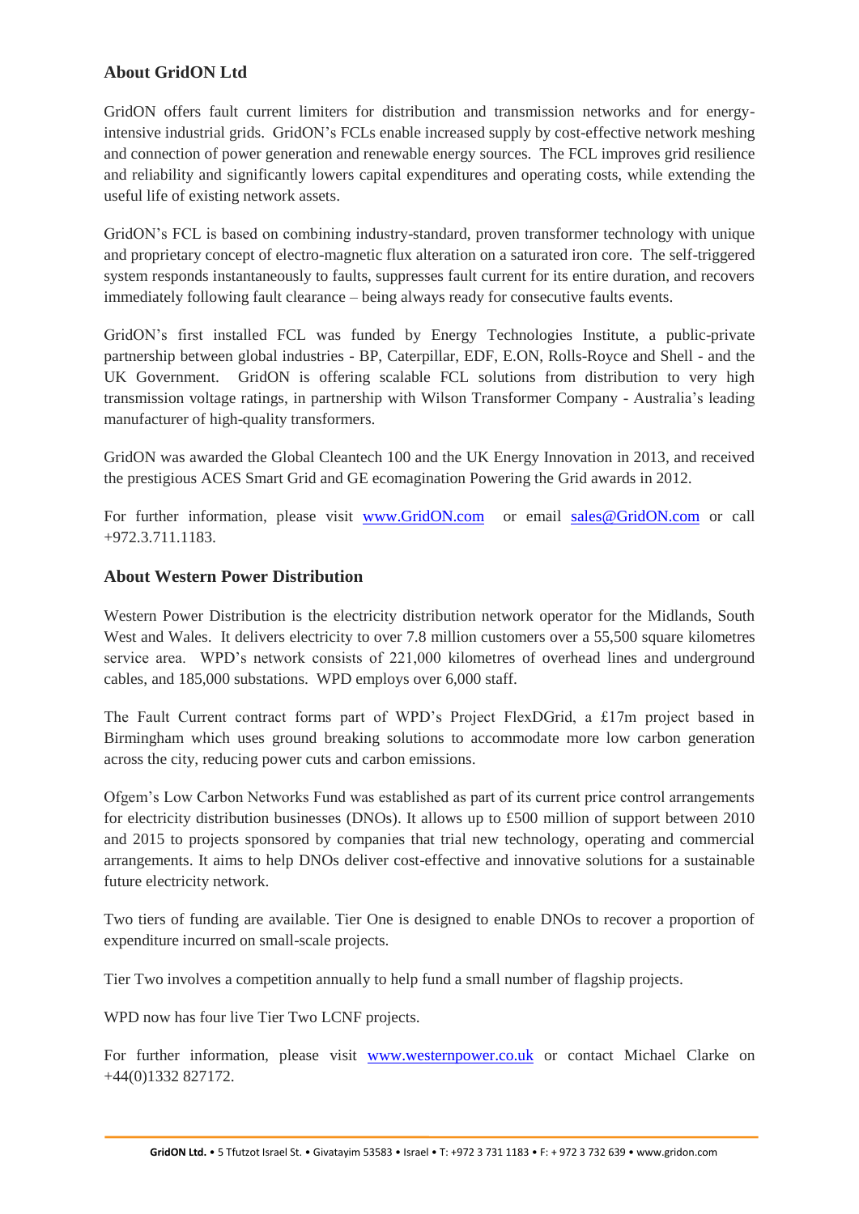## About GridON Ltd

GridON offers fault current limiters for distribution and transmission networks and for energy-intensive industrial grids. GridON's FCLs enable increased supply by cost-effective network meshing and connection of power generation and renewable energy sources. The FCL improves grid resilience and reliability and significantly lowers capital expenditures and operating costs, while extending the useful life of existing network assets.

GridON's FCL is based on combining industry-standard, proven transformer technology with unique and proprietary concept of electro-magnetic flux alteration on a saturated iron core. The self-triggered system responds instantaneously to faults, suppresses fault current for its entire duration, and recovers immediately following fault clearance – being always ready for consecutive faults events.

GridON's first installed FCL was funded by Energy Technologies Institute, a public-private partnership between global industries - BP, Caterpillar, EDF, E.ON, Rolls-Royce and Shell - and the UK Government. GridON is offering scalable FCL solutions from distribution to very high transmission voltage ratings, in partnership with Wilson Transformer Company - Australia's leading manufacturer of high-quality transformers.

GridON was awarded the Global Cleantech 100 and the UK Energy Innovation in 2013, and received the prestigious ACES Smart Grid and GE ecomagination Powering the Grid awards in 2012.

For further information, please visit www.GridON.com or email sales@GridON.com or call +972.3.711.1183.

## About Western Power Distribution

Western Power Distribution is the electricity distribution network operator for the Midlands, South West and Wales. It delivers electricity to over 7.8 million customers over a 55,500 square kilometres service area. WPD's network consists of 221,000 kilometres of overhead lines and underground cables, and 185,000 substations. WPD employs over 6,000 staff.

The Fault Current contract forms part of WPD's Project FlexDGrid, a £17m project based in Birmingham which uses ground breaking solutions to accommodate more low carbon generation across the city, reducing power cuts and carbon emissions.

Ofgem's Low Carbon Networks Fund was established as part of its current price control arrangements for electricity distribution businesses (DNOs). It allows up to £500 million of support between 2010 and 2015 to projects sponsored by companies that trial new technology, operating and commercial arrangements. It aims to help DNOs deliver cost-effective and innovative solutions for a sustainable future electricity network.

Two tiers of funding are available. Tier One is designed to enable DNOs to recover a proportion of expenditure incurred on small-scale projects.

Tier Two involves a competition annually to help fund a small number of flagship projects.

WPD now has four live Tier Two LCNF projects.

For further information, please visit www.westernpower.co.uk or contact Michael Clarke on +44(0)1332 827172.

**GridON Ltd.** • 5 Tfutzot Israel St. • Givatayim 53583 • Israel • T: +972 3 731 1183 • F: + 972 3 732 639 • www.gridon.com